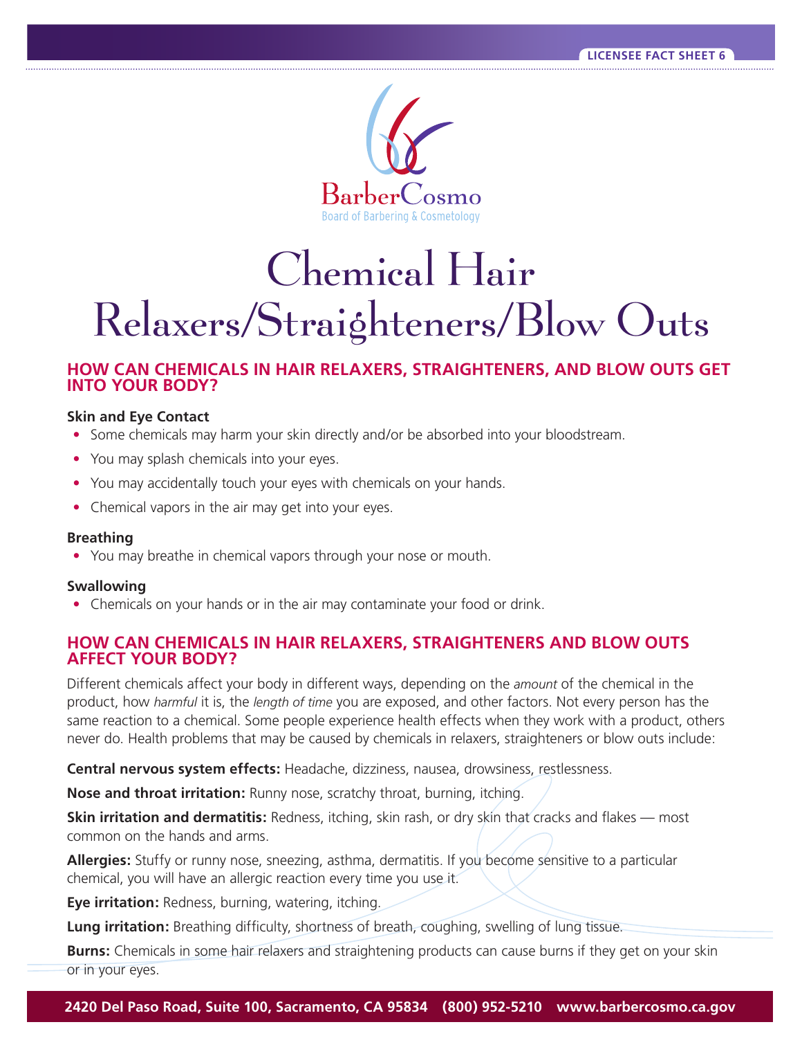LICENSEE FACT SHEET 6

BarberCosmo
Board of Barbering & Cosmetology

# Chemical Hair Relaxers/Straighteners/Blow Outs

## HOW CAN CHEMICALS IN HAIR RELAXERS, STRAIGHTENERS, AND BLOW OUTS GET INTO YOUR BODY?

**Skin and Eye Contact**

- Some chemicals may harm your skin directly and/or be absorbed into your bloodstream.
- You may splash chemicals into your eyes.
- You may accidentally touch your eyes with chemicals on your hands.
- Chemical vapors in the air may get into your eyes.

**Breathing**

- You may breathe in chemical vapors through your nose or mouth.

**Swallowing**

- Chemicals on your hands or in the air may contaminate your food or drink.

## HOW CAN CHEMICALS IN HAIR RELAXERS, STRAIGHTENERS AND BLOW OUTS AFFECT YOUR BODY?

Different chemicals affect your body in different ways, depending on the *amount* of the chemical in the product, how *harmful* it is, the *length of time* you are exposed, and other factors. Not every person has the same reaction to a chemical. Some people experience health effects when they work with a product, others never do. Health problems that may be caused by chemicals in relaxers, straighteners or blow outs include:

**Central nervous system effects:** Headache, dizziness, nausea, drowsiness, restlessness.

**Nose and throat irritation:** Runny nose, scratchy throat, burning, itching.

**Skin irritation and dermatitis:** Redness, itching, skin rash, or dry skin that cracks and flakes — most common on the hands and arms.

**Allergies:** Stuffy or runny nose, sneezing, asthma, dermatitis. If you become sensitive to a particular chemical, you will have an allergic reaction every time you use it.

**Eye irritation:** Redness, burning, watering, itching.

**Lung irritation:** Breathing difficulty, shortness of breath, coughing, swelling of lung tissue.

**Burns:** Chemicals in some hair relaxers and straightening products can cause burns if they get on your skin or in your eyes.

2420 Del Paso Road, Suite 100, Sacramento, CA 95834 (800) 952-5210 www.barbercosmo.ca.gov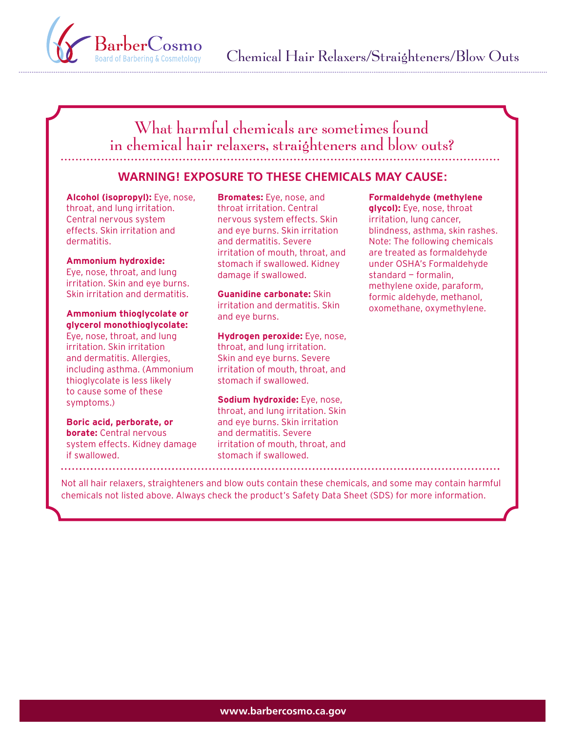## What harmful chemicals are sometimes found in chemical hair relaxers, straighteners and blow outs?

### WARNING! EXPOSURE TO THESE CHEMICALS MAY CAUSE:

**Alcohol (isopropyl):** Eye, nose, throat, and lung irritation. Central nervous system effects. Skin irritation and dermatitis.

**Ammonium hydroxide:** Eye, nose, throat, and lung irritation. Skin and eye burns. Skin irritation and dermatitis.

**Ammonium thioglycolate or glycerol monothioglycolate:** Eye, nose, throat, and lung irritation. Skin irritation and dermatitis. Allergies, including asthma. (Ammonium thioglycolate is less likely to cause some of these symptoms.)

**Boric acid, perborate, or borate:** Central nervous system effects. Kidney damage if swallowed.

**Bromates:** Eye, nose, and throat irritation. Central nervous system effects. Skin and eye burns. Skin irritation and dermatitis. Severe irritation of mouth, throat, and stomach if swallowed. Kidney damage if swallowed.

**Guanidine carbonate:** Skin irritation and dermatitis. Skin and eye burns.

**Hydrogen peroxide:** Eye, nose, throat, and lung irritation. Skin and eye burns. Severe irritation of mouth, throat, and stomach if swallowed.

**Sodium hydroxide:** Eye, nose, throat, and lung irritation. Skin and eye burns. Skin irritation and dermatitis. Severe irritation of mouth, throat, and stomach if swallowed.

**Formaldehyde (methylene glycol):** Eye, nose, throat irritation, lung cancer, blindness, asthma, skin rashes. Note: The following chemicals are treated as formaldehyde under OSHA's Formaldehyde standard — formalin, methylene oxide, paraform, formic aldehyde, methanol, oxomethane, oxymethylene.

Not all hair relaxers, straighteners and blow outs contain these chemicals, and some may contain harmful chemicals not listed above. Always check the product's Safety Data Sheet (SDS) for more information.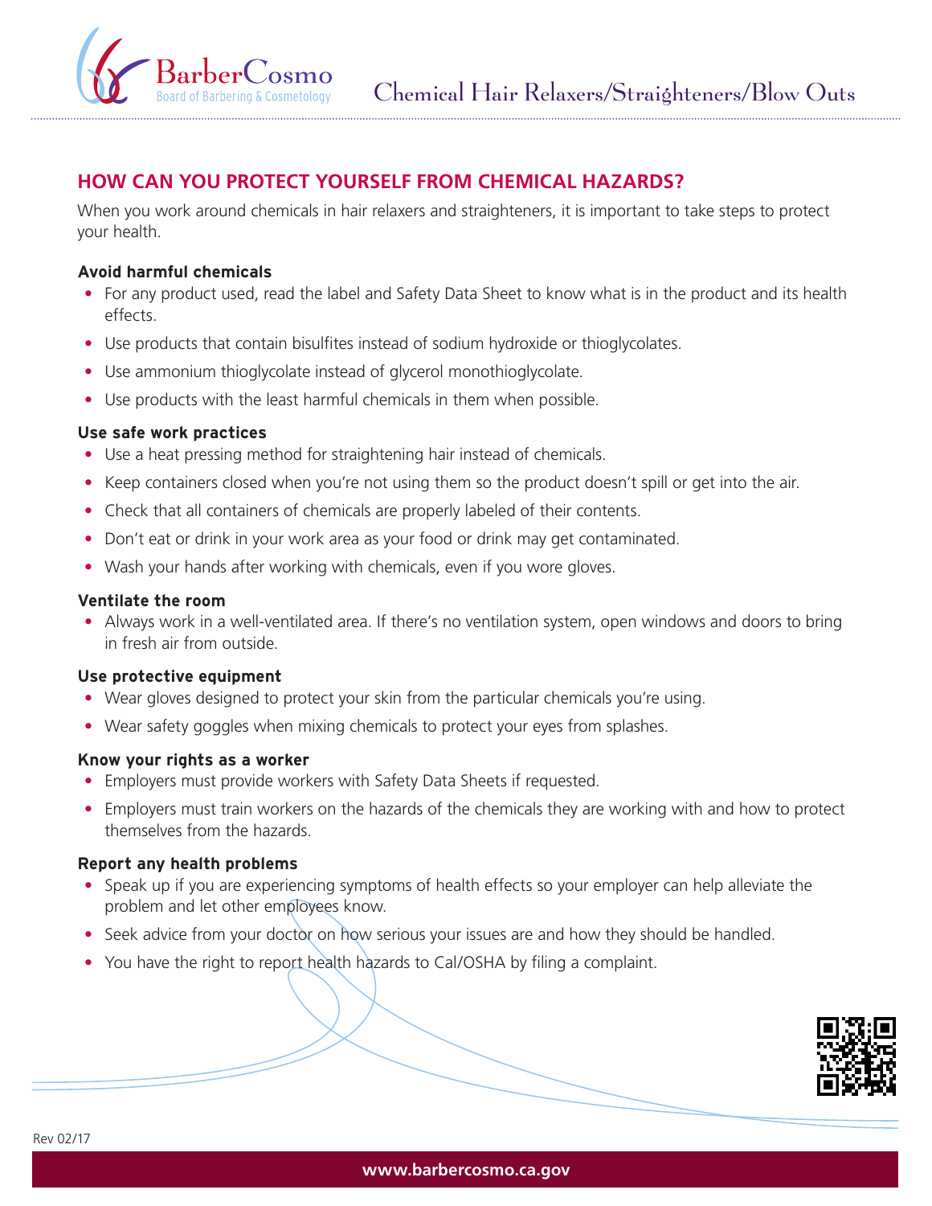## HOW CAN YOU PROTECT YOURSELF FROM CHEMICAL HAZARDS?

When you work around chemicals in hair relaxers and straighteners, it is important to take steps to protect your health.

**Avoid harmful chemicals**

- For any product used, read the label and Safety Data Sheet to know what is in the product and its health effects.
- Use products that contain bisulfites instead of sodium hydroxide or thioglycolates.
- Use ammonium thioglycolate instead of glycerol monothioglycolate.
- Use products with the least harmful chemicals in them when possible.

**Use safe work practices**

- Use a heat pressing method for straightening hair instead of chemicals.
- Keep containers closed when you're not using them so the product doesn't spill or get into the air.
- Check that all containers of chemicals are properly labeled of their contents.
- Don't eat or drink in your work area as your food or drink may get contaminated.
- Wash your hands after working with chemicals, even if you wore gloves.

**Ventilate the room**

- Always work in a well-ventilated area. If there's no ventilation system, open windows and doors to bring in fresh air from outside.

**Use protective equipment**

- Wear gloves designed to protect your skin from the particular chemicals you're using.
- Wear safety goggles when mixing chemicals to protect your eyes from splashes.

**Know your rights as a worker**

- Employers must provide workers with Safety Data Sheets if requested.
- Employers must train workers on the hazards of the chemicals they are working with and how to protect themselves from the hazards.

**Report any health problems**

- Speak up if you are experiencing symptoms of health effects so your employer can help alleviate the problem and let other employees know.
- Seek advice from your doctor on how serious your issues are and how they should be handled.
- You have the right to report health hazards to Cal/OSHA by filing a complaint.

Rev 02/17

www.barbercosmo.ca.gov